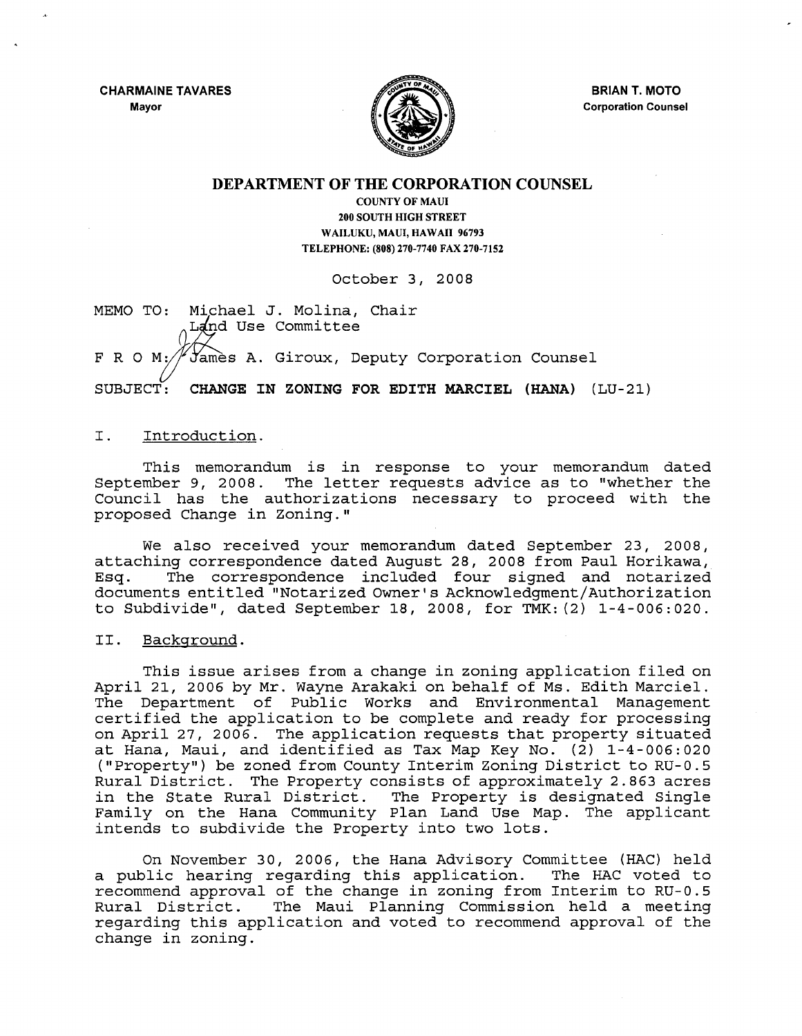**CHARMAINE TAVARES**
Mayor

**BRIAN T. MOTO**
Corporation Counsel

# DEPARTMENT OF THE CORPORATION COUNSEL

COUNTY OF MAUI
200 SOUTH HIGH STREET
WAILUKU, MAUI, HAWAII 96793
TELEPHONE: (808) 270-7740 FAX 270-7152

October 3, 2008

MEMO TO: Michael J. Molina, Chair
Land Use Committee

F R O M: James A. Giroux, Deputy Corporation Counsel

SUBJECT: **CHANGE IN ZONING FOR EDITH MARCIEL (HANA)** (LU-21)

## I. Introduction.

This memorandum is in response to your memorandum dated September 9, 2008. The letter requests advice as to "whether the Council has the authorizations necessary to proceed with the proposed Change in Zoning."

We also received your memorandum dated September 23, 2008, attaching correspondence dated August 28, 2008 from Paul Horikawa, Esq. The correspondence included four signed and notarized documents entitled "Notarized Owner's Acknowledgment/Authorization to Subdivide", dated September 18, 2008, for TMK:(2) 1-4-006:020.

## II. Background.

This issue arises from a change in zoning application filed on April 21, 2006 by Mr. Wayne Arakaki on behalf of Ms. Edith Marciel. The Department of Public Works and Environmental Management certified the application to be complete and ready for processing on April 27, 2006. The application requests that property situated at Hana, Maui, and identified as Tax Map Key No. (2) 1-4-006:020 ("Property") be zoned from County Interim Zoning District to RU-0.5 Rural District. The Property consists of approximately 2.863 acres in the State Rural District. The Property is designated Single Family on the Hana Community Plan Land Use Map. The applicant intends to subdivide the Property into two lots.

On November 30, 2006, the Hana Advisory Committee (HAC) held a public hearing regarding this application. The HAC voted to recommend approval of the change in zoning from Interim to RU-0.5 Rural District. The Maui Planning Commission held a meeting regarding this application and voted to recommend approval of the change in zoning.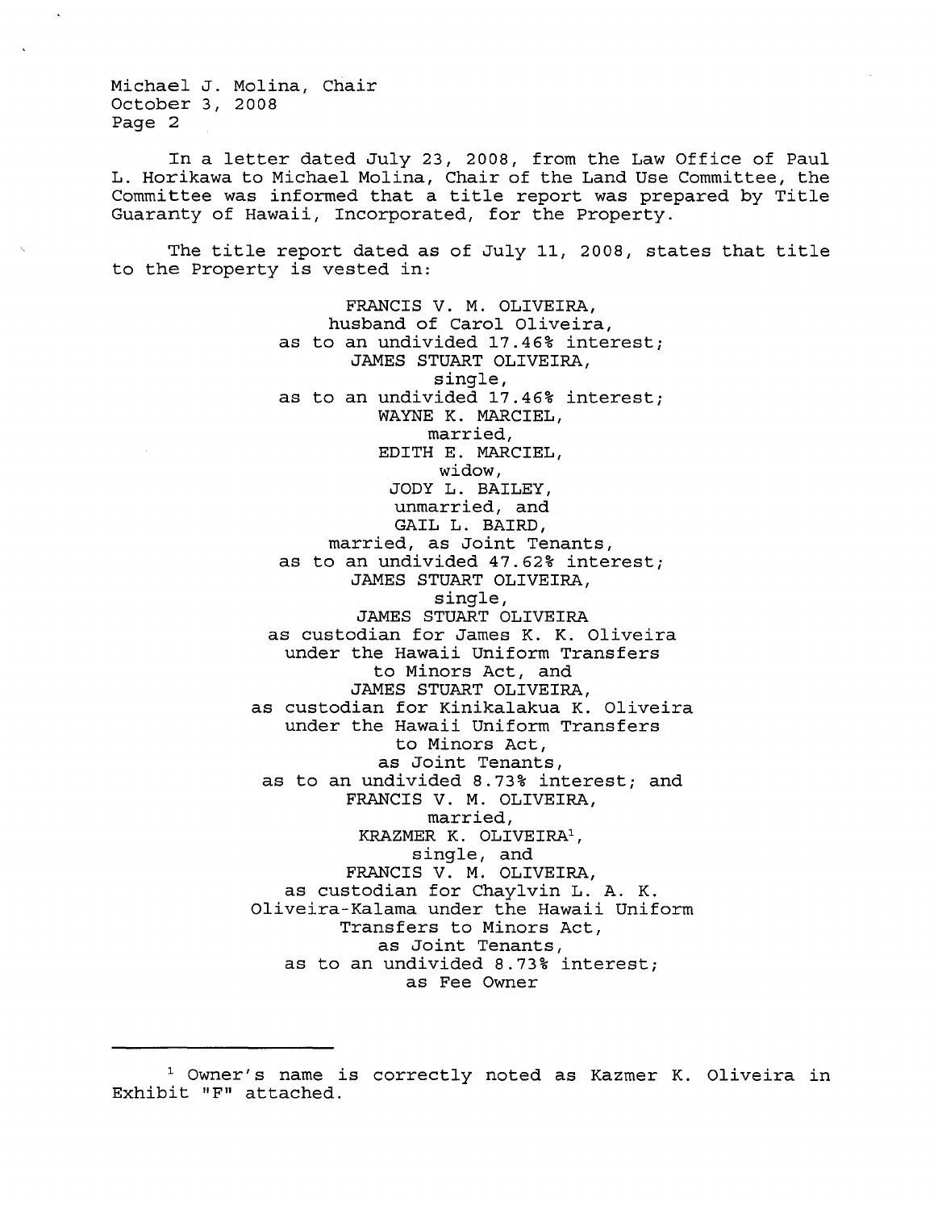In a letter dated July 23, 2008, from the Law Office of Paul L. Horikawa to Michael Molina, Chair of the Land Use Committee, the Committee was informed that a title report was prepared by Title Guaranty of Hawaii, Incorporated, for the Property.

The title report dated as of July 11, 2008, states that title to the Property is vested in:

FRANCIS V. M. OLIVEIRA,
husband of Carol Oliveira,
as to an undivided 17.46% interest;
JAMES STUART OLIVEIRA,
single,
as to an undivided 17.46% interest;
WAYNE K. MARCIEL,
married,
EDITH E. MARCIEL,
widow,
JODY L. BAILEY,
unmarried, and
GAIL L. BAIRD,
married, as Joint Tenants,
as to an undivided 47.62% interest;
JAMES STUART OLIVEIRA,
single,
JAMES STUART OLIVEIRA
as custodian for James K. K. Oliveira
under the Hawaii Uniform Transfers
to Minors Act, and
JAMES STUART OLIVEIRA,
as custodian for Kinikalakua K. Oliveira
under the Hawaii Uniform Transfers
to Minors Act,
as Joint Tenants,
as to an undivided 8.73% interest; and
FRANCIS V. M. OLIVEIRA,
married,
KRAZMER K. OLIVEIRA[1],
single, and
FRANCIS V. M. OLIVEIRA,
as custodian for Chaylvin L. A. K.
Oliveira-Kalama under the Hawaii Uniform
Transfers to Minors Act,
as Joint Tenants,
as to an undivided 8.73% interest;
as Fee Owner

---

[1] Owner's name is correctly noted as Kazmer K. Oliveira in Exhibit "F" attached.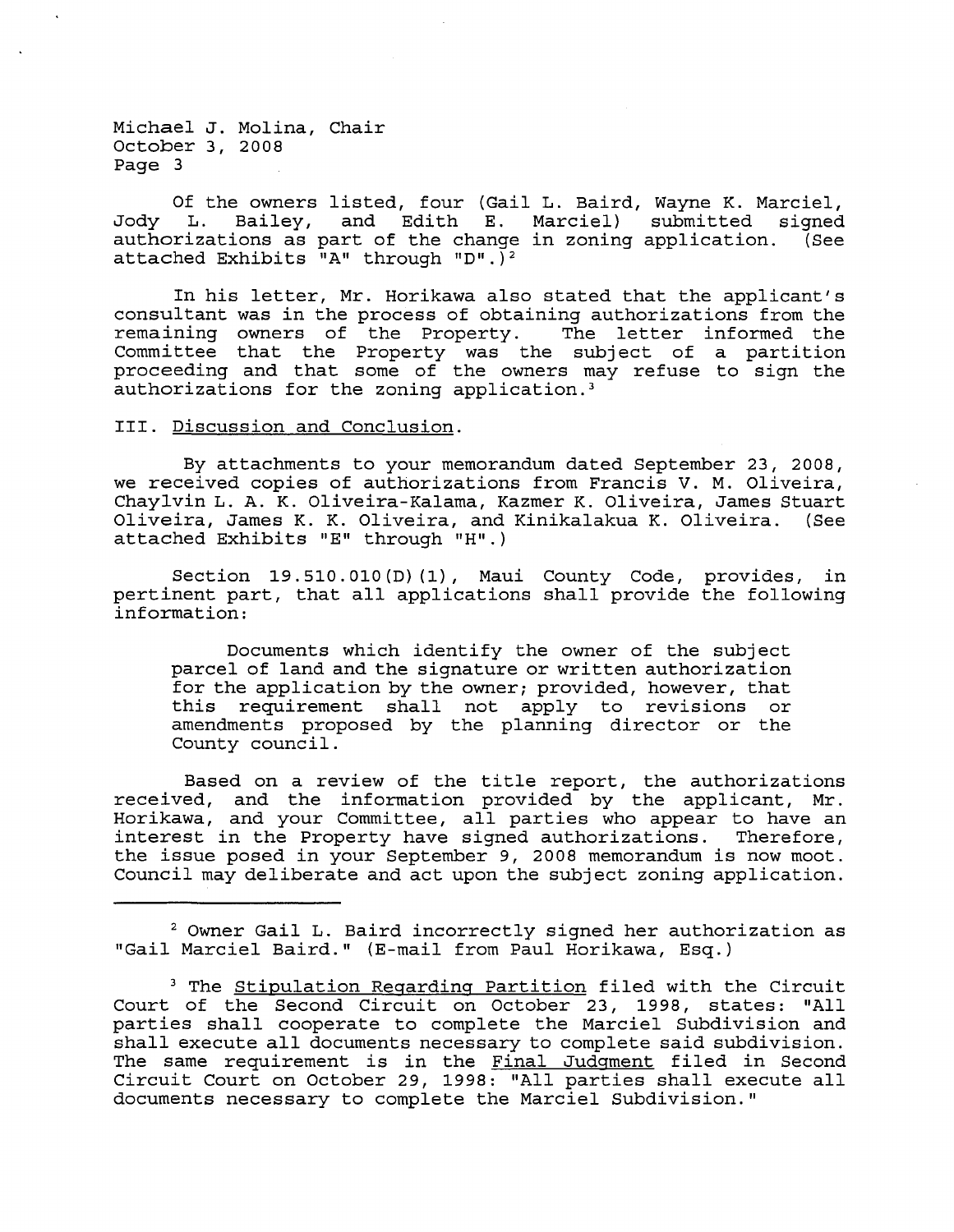Of the owners listed, four (Gail L. Baird, Wayne K. Marciel, Jody L. Bailey, and Edith E. Marciel) submitted signed authorizations as part of the change in zoning application. (See attached Exhibits "A" through "D".)[2]

In his letter, Mr. Horikawa also stated that the applicant's consultant was in the process of obtaining authorizations from the remaining owners of the Property. The letter informed the Committee that the Property was the subject of a partition proceeding and that some of the owners may refuse to sign the authorizations for the zoning application.[3]

III. Discussion and Conclusion.

By attachments to your memorandum dated September 23, 2008, we received copies of authorizations from Francis V. M. Oliveira, Chaylvin L. A. K. Oliveira-Kalama, Kazmer K. Oliveira, James Stuart Oliveira, James K. K. Oliveira, and Kinikalakua K. Oliveira. (See attached Exhibits "E" through "H".)

Section 19.510.010(D)(1), Maui County Code, provides, in pertinent part, that all applications shall provide the following information:

> Documents which identify the owner of the subject parcel of land and the signature or written authorization for the application by the owner; provided, however, that this requirement shall not apply to revisions or amendments proposed by the planning director or the County council.

Based on a review of the title report, the authorizations received, and the information provided by the applicant, Mr. Horikawa, and your Committee, all parties who appear to have an interest in the Property have signed authorizations. Therefore, the issue posed in your September 9, 2008 memorandum is now moot. Council may deliberate and act upon the subject zoning application.

---

[2] Owner Gail L. Baird incorrectly signed her authorization as "Gail Marciel Baird." (E-mail from Paul Horikawa, Esq.)

[3] The Stipulation Regarding Partition filed with the Circuit Court of the Second Circuit on October 23, 1998, states: "All parties shall cooperate to complete the Marciel Subdivision and shall execute all documents necessary to complete said subdivision. The same requirement is in the Final Judgment filed in Second Circuit Court on October 29, 1998: "All parties shall execute all documents necessary to complete the Marciel Subdivision."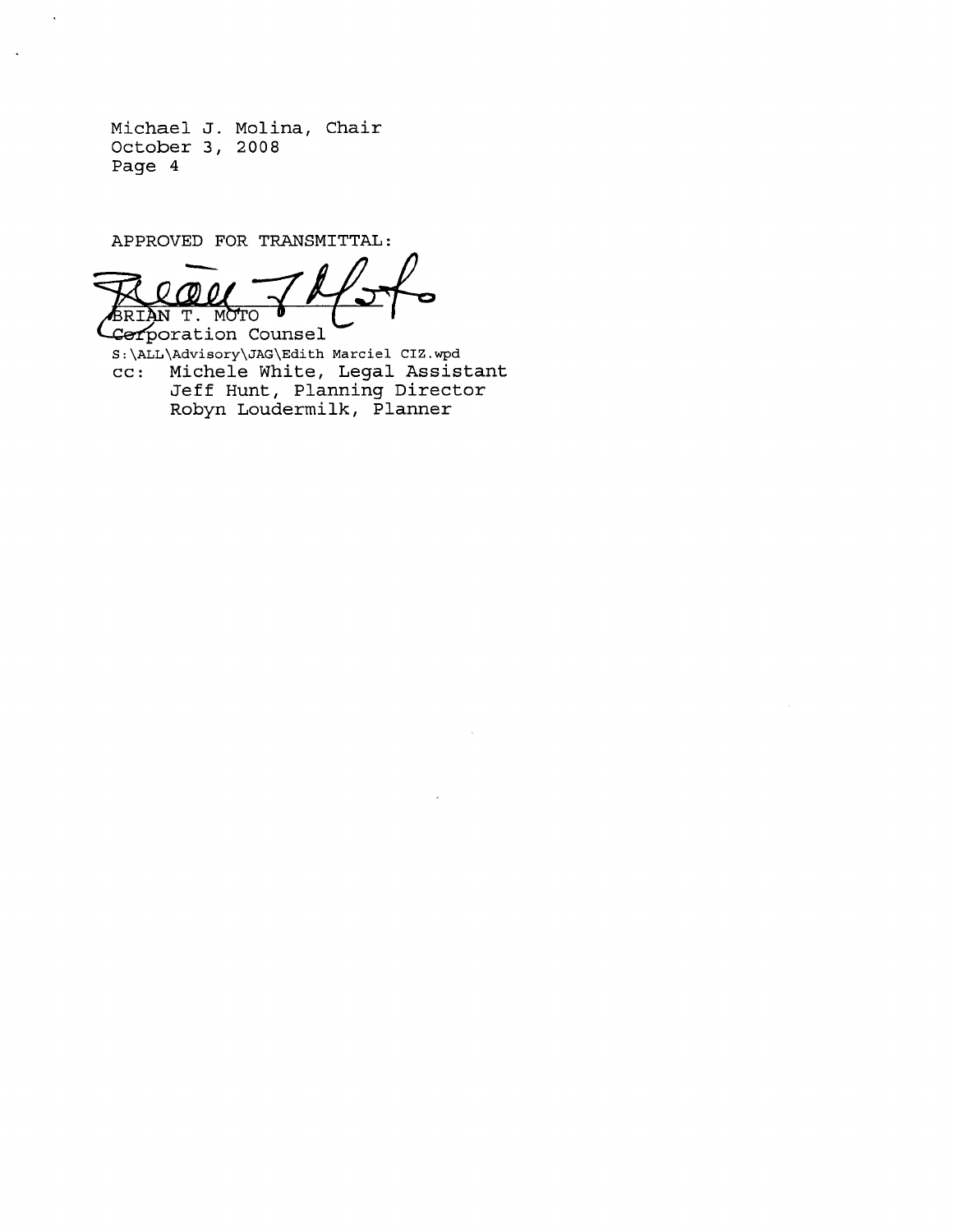Michael J. Molina, Chair
October 3, 2008
Page 4

APPROVED FOR TRANSMITTAL:

BRIAN T. MOTO
Corporation Counsel

S:\ALL\Advisory\JAG\Edith Marciel CIZ.wpd

cc: Michele White, Legal Assistant
Jeff Hunt, Planning Director
Robyn Loudermilk, Planner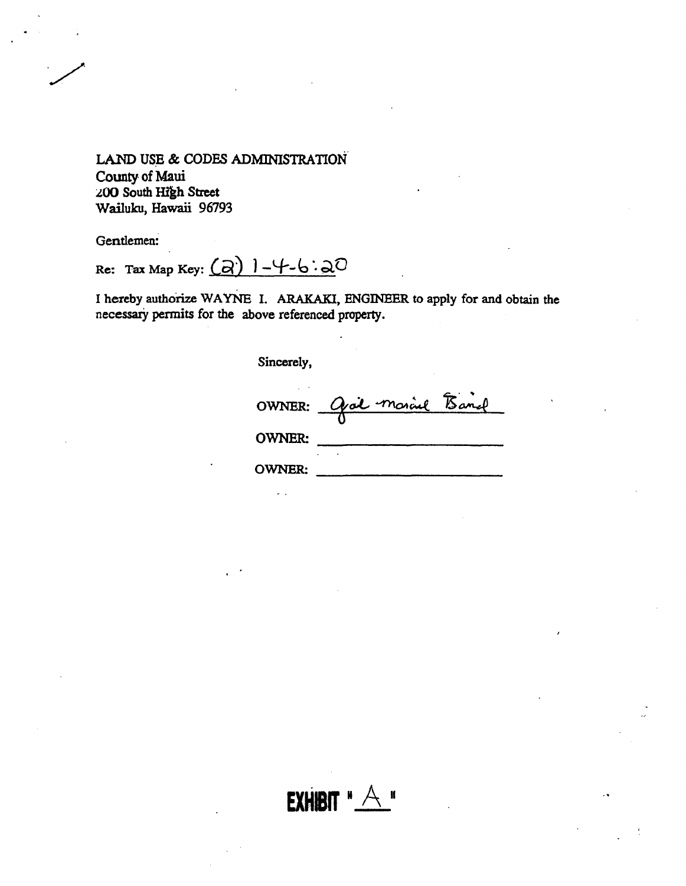LAND USE & CODES ADMINISTRATION
County of Maui
200 South High Street
Wailuku, Hawaii 96793

Gentlemen:

Re: Tax Map Key: (2) 1-4-6:20

I hereby authorize WAYNE I. ARAKAKI, ENGINEER to apply for and obtain the necessary permits for the above referenced property.

Sincerely,

OWNER: Gail Marcial Baird

OWNER: ______________________

OWNER: ______________________

**EXHIBIT "A"**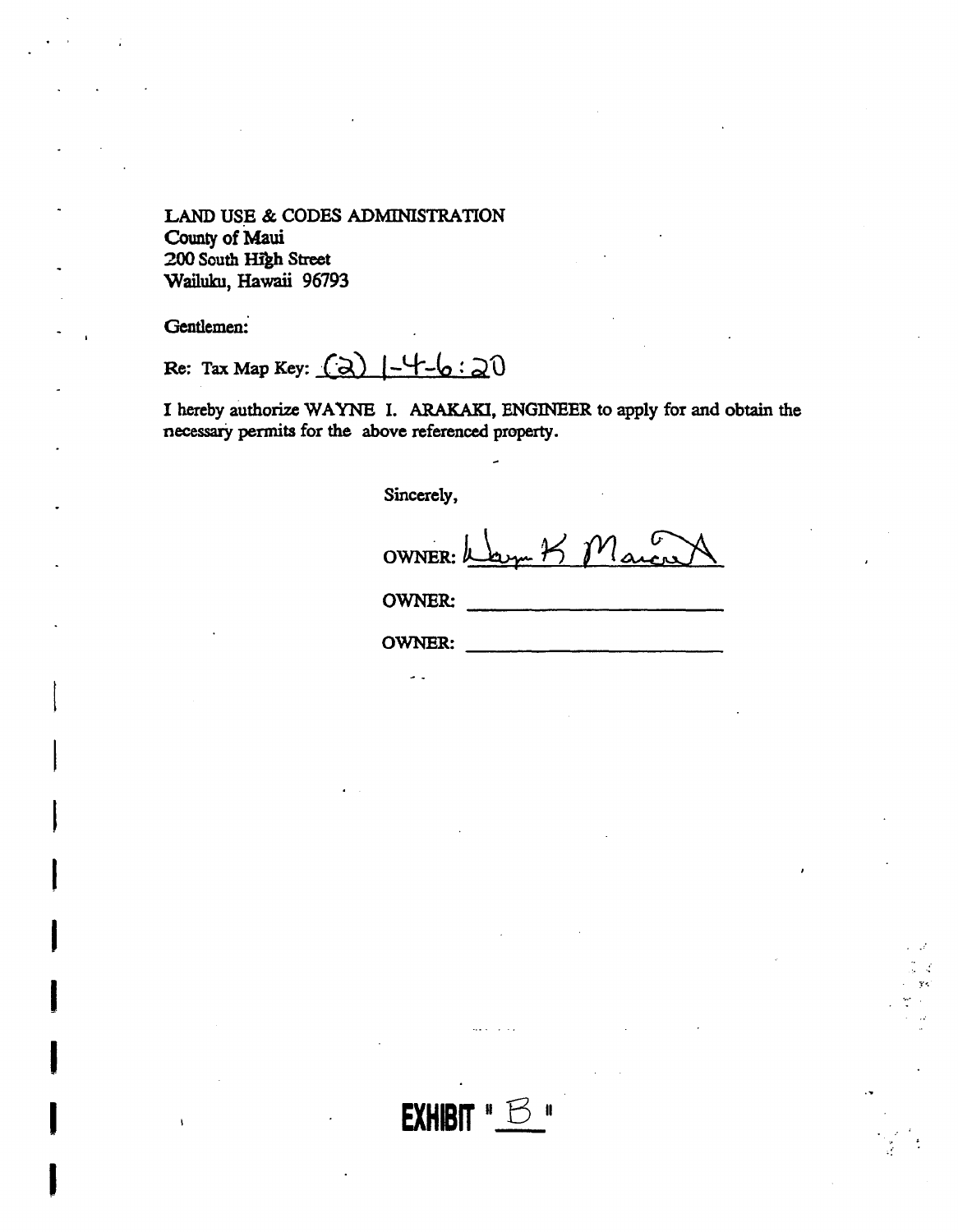LAND USE & CODES ADMINISTRATION
County of Maui
200 South High Street
Wailuku, Hawaii 96793

Gentlemen:

Re: Tax Map Key: (2) 1-4-6:20

I hereby authorize WAYNE I. ARAKAKI, ENGINEER to apply for and obtain the necessary permits for the above referenced property.

Sincerely,

OWNER: Wayne K Maciel

OWNER: ______________________

OWNER: ______________________

**EXHIBIT "B"**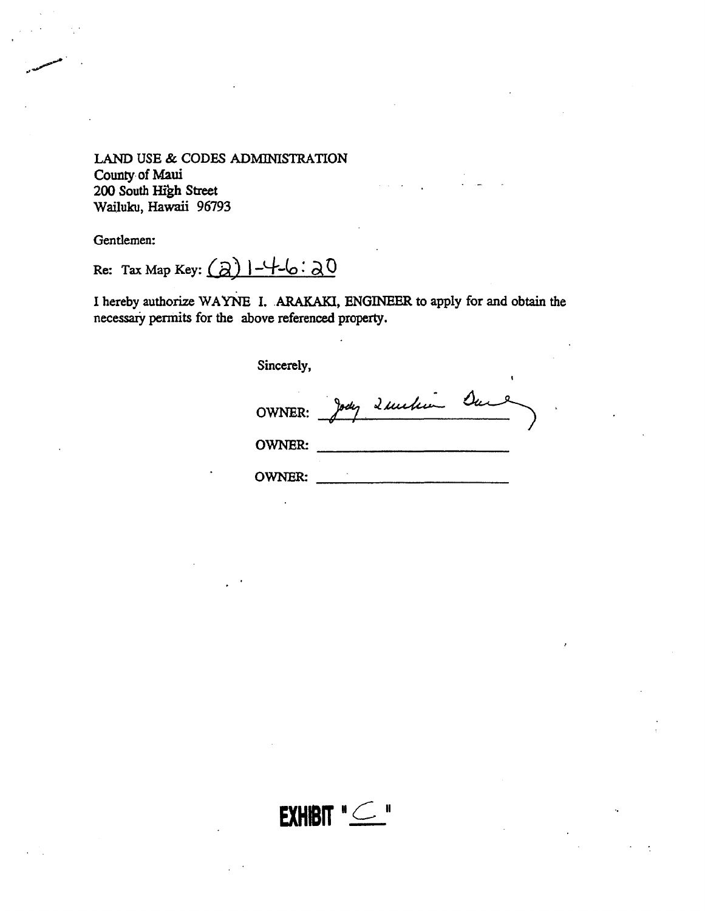LAND USE & CODES ADMINISTRATION
County of Maui
200 South High Street
Wailuku, Hawaii 96793

Gentlemen:

Re: Tax Map Key: (2) 1-4-6: 20

I hereby authorize WAYNE I. ARAKAKI, ENGINEER to apply for and obtain the necessary permits for the above referenced property.

Sincerely,

OWNER: Jody Zuckerman Bury

OWNER: ______________________

OWNER: ______________________

EXHIBIT "C"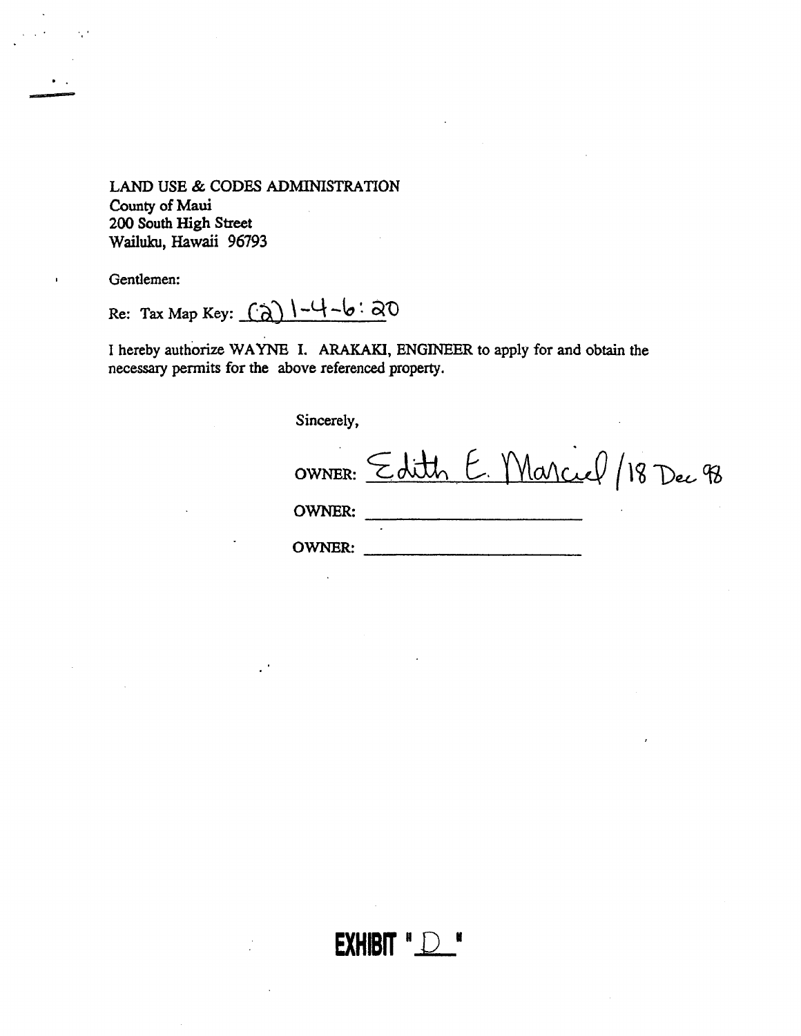LAND USE & CODES ADMINISTRATION
County of Maui
200 South High Street
Wailuku, Hawaii 96793

Gentlemen:

Re: Tax Map Key: (2) 1-4-6: 20

I hereby authorize WAYNE I. ARAKAKI, ENGINEER to apply for and obtain the necessary permits for the above referenced property.

Sincerely,

OWNER: Edith E. Marciel / 18 Dec 98

OWNER: ______________________

OWNER: ______________________

**EXHIBIT "D"**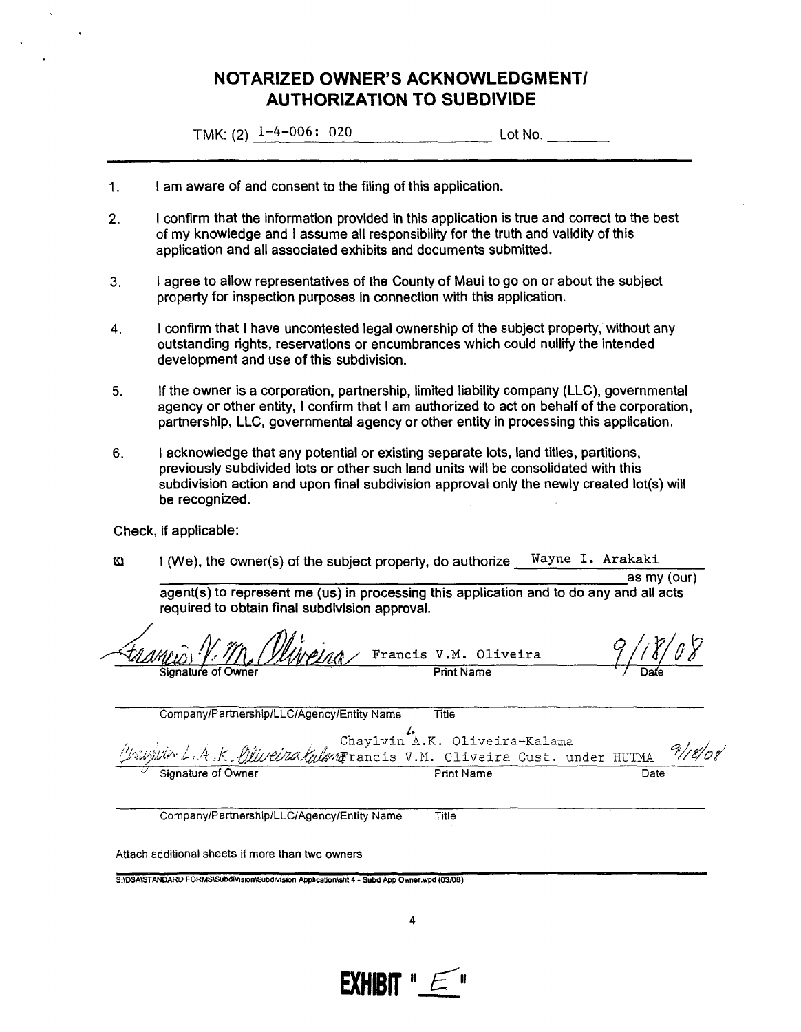# NOTARIZED OWNER'S ACKNOWLEDGMENT/ AUTHORIZATION TO SUBDIVIDE

TMK: (2) 1-4-006: 020 Lot No. ________

---

1. I am aware of and consent to the filing of this application.

2. I confirm that the information provided in this application is true and correct to the best of my knowledge and I assume all responsibility for the truth and validity of this application and all associated exhibits and documents submitted.

3. I agree to allow representatives of the County of Maui to go on or about the subject property for inspection purposes in connection with this application.

4. I confirm that I have uncontested legal ownership of the subject property, without any outstanding rights, reservations or encumbrances which could nullify the intended development and use of this subdivision.

5. If the owner is a corporation, partnership, limited liability company (LLC), governmental agency or other entity, I confirm that I am authorized to act on behalf of the corporation, partnership, LLC, governmental agency or other entity in processing this application.

6. I acknowledge that any potential or existing separate lots, land titles, partitions, previously subdivided lots or other such land units will be consolidated with this subdivision action and upon final subdivision approval only the newly created lot(s) will be recognized.

Check, if applicable:

☒ I (We), the owner(s) of the subject property, do authorize Wayne I. Arakaki as my (our) agent(s) to represent me (us) in processing this application and to do any and all acts required to obtain final subdivision approval.

| *Francis V. M. Oliveira* | Francis V.M. Oliveira | 9/18/08 |
|---|---|---|
| Signature of Owner | Print Name | Date |

Company/Partnership/LLC/Agency/Entity Name Title

| *Chaylvin L. A. K. Oliveira-Kalama* | Chaylvin L. A.K. Oliveira-Kalama Francis V.M. Oliveira Cust. under HUTMA | 9/18/08 |
|---|---|---|
| Signature of Owner | Print Name | Date |

Company/Partnership/LLC/Agency/Entity Name Title

Attach additional sheets if more than two owners

S:\DSA\STANDARD FORMS\Subdivision\Subdivision Application\sht 4 - Subd App Owner.wpd (03/08)

**EXHIBIT "E"**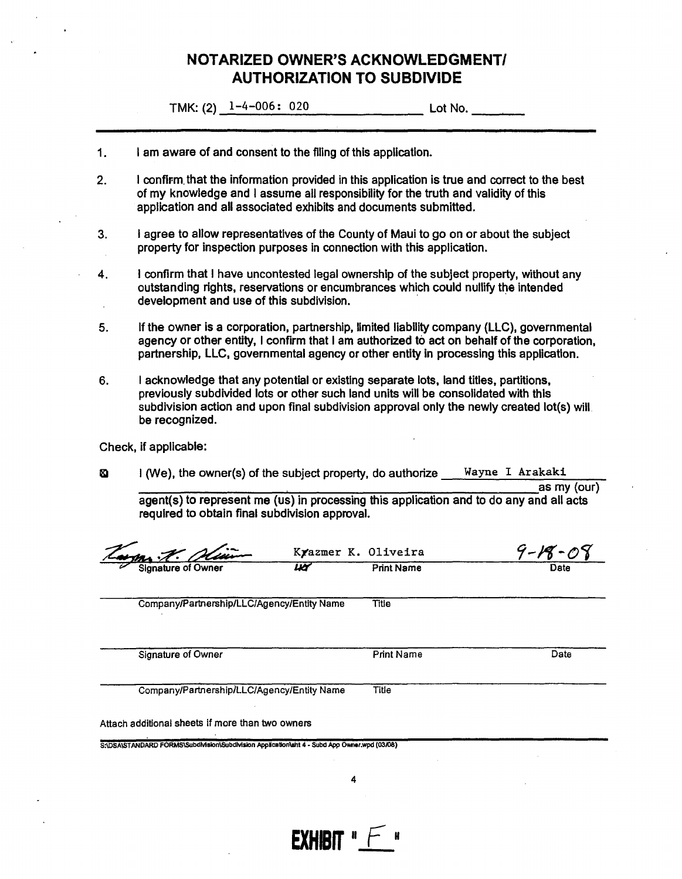# NOTARIZED OWNER'S ACKNOWLEDGMENT/ AUTHORIZATION TO SUBDIVIDE

TMK: (2) 1-4-006: 020 Lot No. ________

1. I am aware of and consent to the filing of this application.
2. I confirm that the information provided in this application is true and correct to the best of my knowledge and I assume all responsibility for the truth and validity of this application and all associated exhibits and documents submitted.
3. I agree to allow representatives of the County of Maui to go on or about the subject property for inspection purposes in connection with this application.
4. I confirm that I have uncontested legal ownership of the subject property, without any outstanding rights, reservations or encumbrances which could nullify the intended development and use of this subdivision.
5. If the owner is a corporation, partnership, limited liability company (LLC), governmental agency or other entity, I confirm that I am authorized to act on behalf of the corporation, partnership, LLC, governmental agency or other entity in processing this application.
6. I acknowledge that any potential or existing separate lots, land titles, partitions, previously subdivided lots or other such land units will be consolidated with this subdivision action and upon final subdivision approval only the newly created lot(s) will be recognized.

Check, if applicable:

☒ I (We), the owner(s) of the subject property, do authorize Wayne I Arakaki as my (our) agent(s) to represent me (us) in processing this application and to do any and all acts required to obtain final subdivision approval.

| [signature] | Kyazmer K. Oliveira | 9-18-08 |
|---|---|---|
| Signature of Owner | Print Name | Date |
| Company/Partnership/LLC/Agency/Entity Name | Title | |
| | | |
| Signature of Owner | Print Name | Date |
| Company/Partnership/LLC/Agency/Entity Name | Title | |

Attach additional sheets if more than two owners

S:\DSA\STANDARD FORMS\Subdivision\Subdivision Application\sht 4 - Subd App Owner.wpd (03/08)

EXHIBIT "F"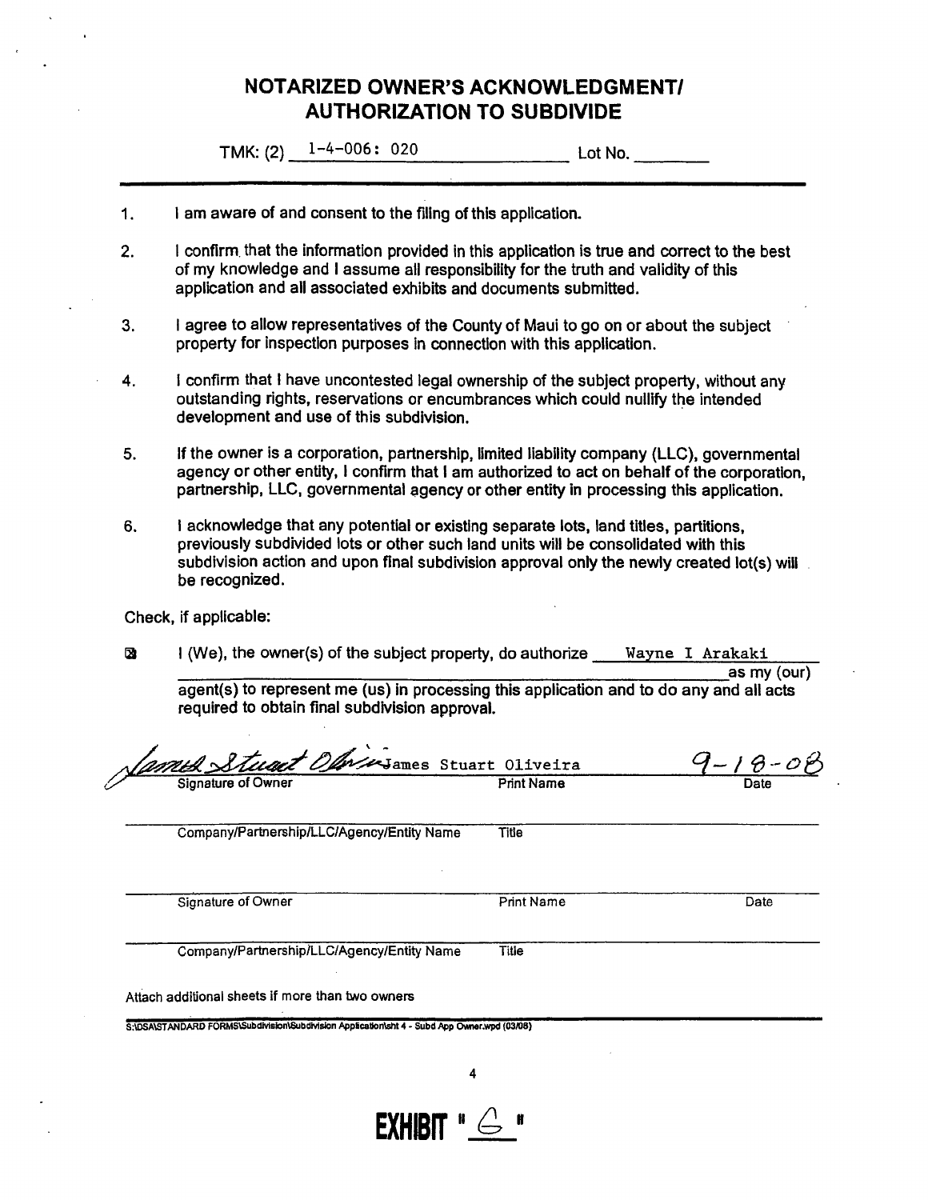# NOTARIZED OWNER'S ACKNOWLEDGMENT/ AUTHORIZATION TO SUBDIVIDE

TMK: (2) 1-4-006: 020 Lot No. ________

1. I am aware of and consent to the filing of this application.
2. I confirm that the information provided in this application is true and correct to the best of my knowledge and I assume all responsibility for the truth and validity of this application and all associated exhibits and documents submitted.
3. I agree to allow representatives of the County of Maui to go on or about the subject property for inspection purposes in connection with this application.
4. I confirm that I have uncontested legal ownership of the subject property, without any outstanding rights, reservations or encumbrances which could nullify the intended development and use of this subdivision.
5. If the owner is a corporation, partnership, limited liability company (LLC), governmental agency or other entity, I confirm that I am authorized to act on behalf of the corporation, partnership, LLC, governmental agency or other entity in processing this application.
6. I acknowledge that any potential or existing separate lots, land titles, partitions, previously subdivided lots or other such land units will be consolidated with this subdivision action and upon final subdivision approval only the newly created lot(s) will be recognized.

Check, if applicable:

☒ I (We), the owner(s) of the subject property, do authorize Wayne I Arakaki as my (our) agent(s) to represent me (us) in processing this application and to do any and all acts required to obtain final subdivision approval.

| *James Stuart Oliveira* | James Stuart Oliveira | 9-18-08 |
|---|---|---|
| Signature of Owner | Print Name | Date |
| | | |
| Company/Partnership/LLC/Agency/Entity Name | Title | |
| | | |
| Signature of Owner | Print Name | Date |
| | | |
| Company/Partnership/LLC/Agency/Entity Name | Title | |

Attach additional sheets if more than two owners

S:\DSA\STANDARD FORMS\Subdivision\Subdivision Application\sht 4 - Subd App Owner.wpd (03/08)

**EXHIBIT "6"**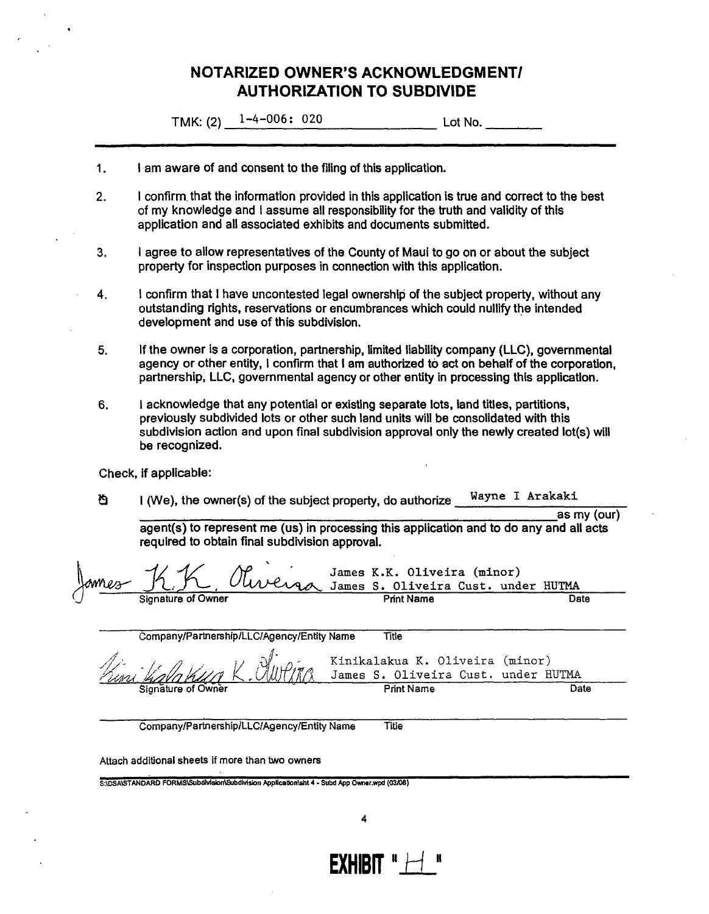# NOTARIZED OWNER'S ACKNOWLEDGMENT/ AUTHORIZATION TO SUBDIVIDE

TMK: (2) 1-4-006: 020 Lot No. ________

1. I am aware of and consent to the filing of this application.
2. I confirm that the information provided in this application is true and correct to the best of my knowledge and I assume all responsibility for the truth and validity of this application and all associated exhibits and documents submitted.
3. I agree to allow representatives of the County of Maui to go on or about the subject property for inspection purposes in connection with this application.
4. I confirm that I have uncontested legal ownership of the subject property, without any outstanding rights, reservations or encumbrances which could nullify the intended development and use of this subdivision.
5. If the owner is a corporation, partnership, limited liability company (LLC), governmental agency or other entity, I confirm that I am authorized to act on behalf of the corporation, partnership, LLC, governmental agency or other entity in processing this application.
6. I acknowledge that any potential or existing separate lots, land titles, partitions, previously subdivided lots or other such land units will be consolidated with this subdivision action and upon final subdivision approval only the newly created lot(s) will be recognized.

Check, if applicable:

☐ I (We), the owner(s) of the subject property, do authorize Wayne I Arakaki as my (our) agent(s) to represent me (us) in processing this application and to do any and all acts required to obtain final subdivision approval.

James K.K. Oliveira (signature) — James K.K. Oliveira (minor) James S. Oliveira Cust. under HUTMA

Signature of Owner — Print Name — Date

Company/Partnership/LLC/Agency/Entity Name — Title

Kini Kalakua K. Oliveira (signature) — Kinikalakua K. Oliveira (minor) James S. Oliveira Cust. under HUTMA

Signature of Owner — Print Name — Date

Company/Partnership/LLC/Agency/Entity Name — Title

Attach additional sheets if more than two owners

S:\DSA\STANDARD FORMS\Subdivision\Subdivision Application\sht 4 - Subd App Owner.wpd (03/08)

EXHIBIT "H"